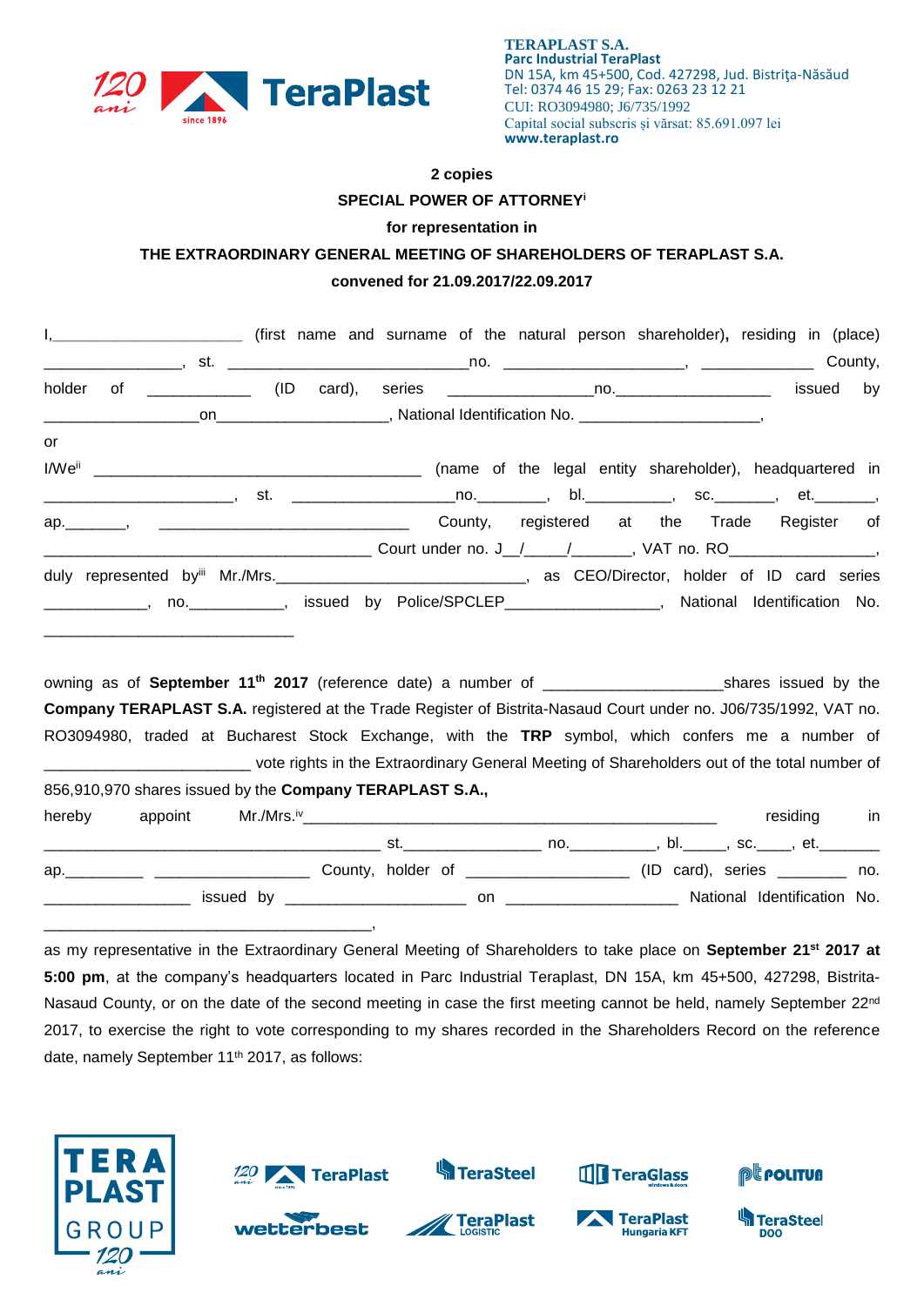**TERAPLAST S.A.**
**Parc Industrial TeraPlast**
DN 15A, km 45+500, Cod. 427298, Jud. Bistriţa-Năsăud
Tel: 0374 46 15 29; Fax: 0263 23 12 21
CUI: RO3094980; J6/735/1992
Capital social subscris şi vărsat: 85.691.097 lei
**www.teraplast.ro**

**2 copies**

**SPECIAL POWER OF ATTORNEY**[i]

**for representation in**

**THE EXTRAORDINARY GENERAL MEETING OF SHAREHOLDERS OF TERAPLAST S.A.**

**convened for 21.09.2017/22.09.2017**

I,_____________________ (first name and surname of the natural person shareholder), residing in (place) _______________, st. ___________________________no. ____________________, _____________ County, holder of ___________ (ID card), series ________________no.__________________ issued by __________________on___________________, National Identification No. _____________________,

or

I/We[ii] ____________________________________ (name of the legal entity shareholder), headquartered in _____________________, st. __________________no.________, bl.__________, sc._______, et._______, ap._______, ____________________________ County, registered at the Trade Register of ____________________________________ Court under no. J__/_____/______, VAT no. RO________________, duly represented by[iii] Mr./Mrs.___________________________, as CEO/Director, holder of ID card series ___________, no.___________, issued by Police/SPCLEP_________________, National Identification No. ____________________________

owning as of **September 11th 2017** (reference date) a number of ____________________shares issued by the **Company TERAPLAST S.A.** registered at the Trade Register of Bistrita-Nasaud Court under no. J06/735/1992, VAT no. RO3094980, traded at Bucharest Stock Exchange, with the **TRP** symbol, which confers me a number of _______________________ vote rights in the Extraordinary General Meeting of Shareholders out of the total number of 856,910,970 shares issued by the **Company TERAPLAST S.A.,**

hereby appoint Mr./Mrs.[iv]_______________________________________________ residing in ____________________________________ st._______________ no.__________, bl._____, sc.____, et._______ ap._________ _________________ County, holder of __________________ (ID card), series ________ no. ________________ issued by ____________________ on ___________________ National Identification No. ____________________________________,

as my representative in the Extraordinary General Meeting of Shareholders to take place on **September 21st 2017 at 5:00 pm**, at the company's headquarters located in Parc Industrial Teraplast, DN 15A, km 45+500, 427298, Bistrita-Nasaud County, or on the date of the second meeting in case the first meeting cannot be held, namely September 22nd 2017, to exercise the right to vote corresponding to my shares recorded in the Shareholders Record on the reference date, namely September 11th 2017, as follows: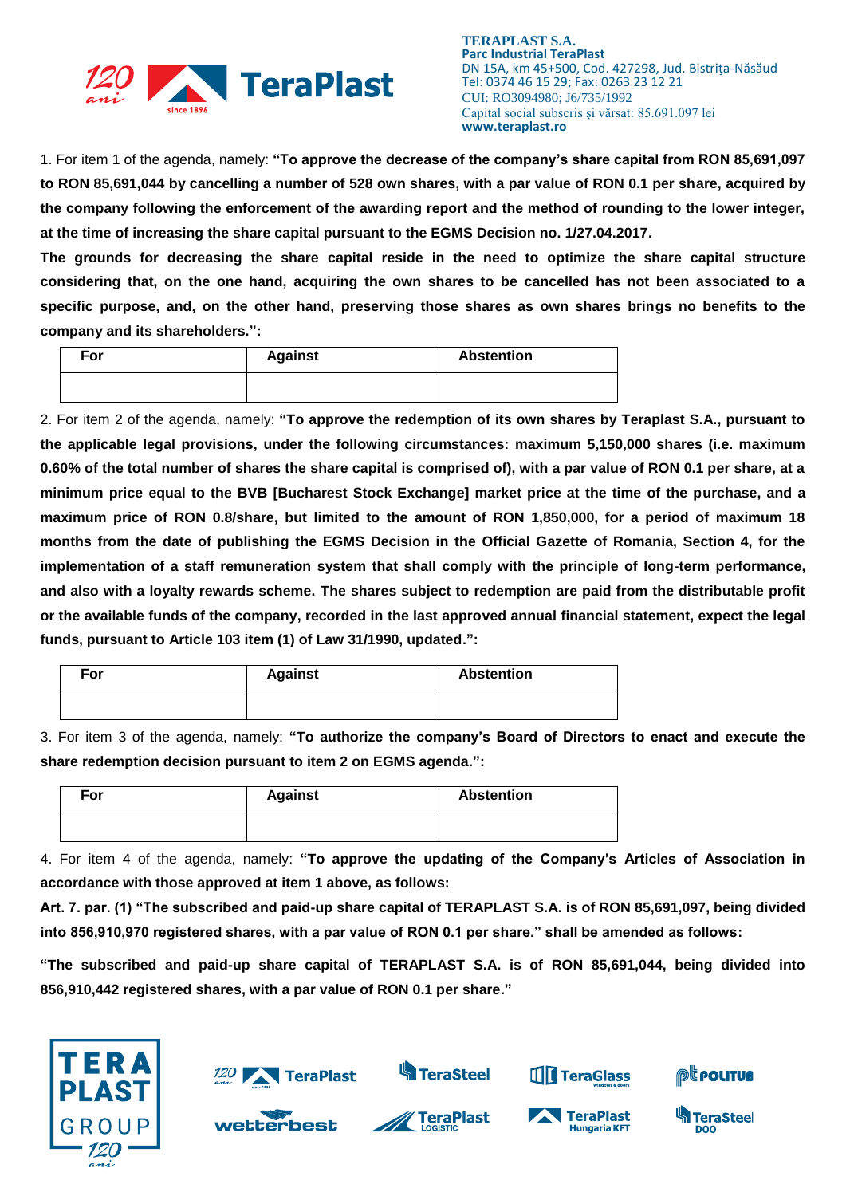1. For item 1 of the agenda, namely: **"To approve the decrease of the company's share capital from RON 85,691,097 to RON 85,691,044 by cancelling a number of 528 own shares, with a par value of RON 0.1 per share, acquired by the company following the enforcement of the awarding report and the method of rounding to the lower integer, at the time of increasing the share capital pursuant to the EGMS Decision no. 1/27.04.2017.**

**The grounds for decreasing the share capital reside in the need to optimize the share capital structure considering that, on the one hand, acquiring the own shares to be cancelled has not been associated to a specific purpose, and, on the other hand, preserving those shares as own shares brings no benefits to the company and its shareholders.":**

| For | Against | Abstention |
|---|---|---|
| | | |

2. For item 2 of the agenda, namely: **"To approve the redemption of its own shares by Teraplast S.A., pursuant to the applicable legal provisions, under the following circumstances: maximum 5,150,000 shares (i.e. maximum 0.60% of the total number of shares the share capital is comprised of), with a par value of RON 0.1 per share, at a minimum price equal to the BVB [Bucharest Stock Exchange] market price at the time of the purchase, and a maximum price of RON 0.8/share, but limited to the amount of RON 1,850,000, for a period of maximum 18 months from the date of publishing the EGMS Decision in the Official Gazette of Romania, Section 4, for the implementation of a staff remuneration system that shall comply with the principle of long-term performance, and also with a loyalty rewards scheme. The shares subject to redemption are paid from the distributable profit or the available funds of the company, recorded in the last approved annual financial statement, expect the legal funds, pursuant to Article 103 item (1) of Law 31/1990, updated.":**

| For | Against | Abstention |
|---|---|---|
| | | |

3. For item 3 of the agenda, namely: **"To authorize the company's Board of Directors to enact and execute the share redemption decision pursuant to item 2 on EGMS agenda.":**

| For | Against | Abstention |
|---|---|---|
| | | |

4. For item 4 of the agenda, namely: **"To approve the updating of the Company's Articles of Association in accordance with those approved at item 1 above, as follows:**

**Art. 7. par. (1) "The subscribed and paid-up share capital of TERAPLAST S.A. is of RON 85,691,097, being divided into 856,910,970 registered shares, with a par value of RON 0.1 per share." shall be amended as follows:**

**"The subscribed and paid-up share capital of TERAPLAST S.A. is of RON 85,691,044, being divided into 856,910,442 registered shares, with a par value of RON 0.1 per share."**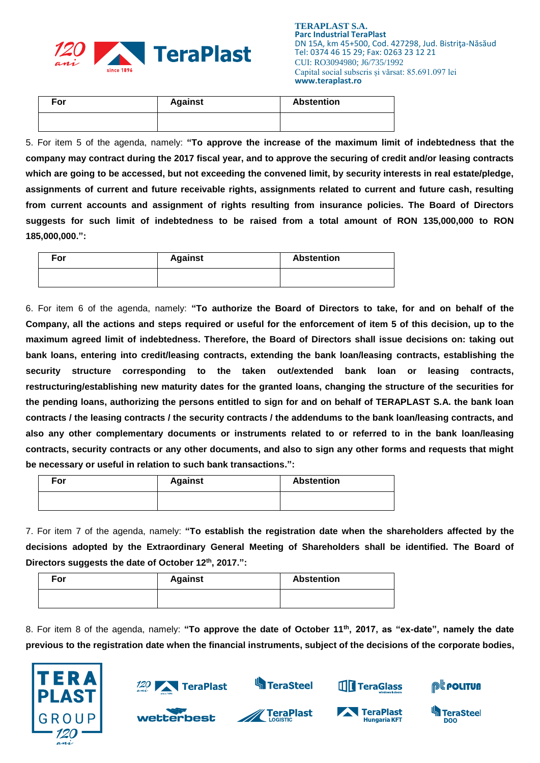| For | Against | Abstention |
| --- | --- | --- |
| | | |

5. For item 5 of the agenda, namely: **"To approve the increase of the maximum limit of indebtedness that the company may contract during the 2017 fiscal year, and to approve the securing of credit and/or leasing contracts which are going to be accessed, but not exceeding the convened limit, by security interests in real estate/pledge, assignments of current and future receivable rights, assignments related to current and future cash, resulting from current accounts and assignment of rights resulting from insurance policies. The Board of Directors suggests for such limit of indebtedness to be raised from a total amount of RON 135,000,000 to RON 185,000,000.":**

| For | Against | Abstention |
| --- | --- | --- |
| | | |

6. For item 6 of the agenda, namely: **"To authorize the Board of Directors to take, for and on behalf of the Company, all the actions and steps required or useful for the enforcement of item 5 of this decision, up to the maximum agreed limit of indebtedness. Therefore, the Board of Directors shall issue decisions on: taking out bank loans, entering into credit/leasing contracts, extending the bank loan/leasing contracts, establishing the security structure corresponding to the taken out/extended bank loan or leasing contracts, restructuring/establishing new maturity dates for the granted loans, changing the structure of the securities for the pending loans, authorizing the persons entitled to sign for and on behalf of TERAPLAST S.A. the bank loan contracts / the leasing contracts / the security contracts / the addendums to the bank loan/leasing contracts, and also any other complementary documents or instruments related to or referred to in the bank loan/leasing contracts, security contracts or any other documents, and also to sign any other forms and requests that might be necessary or useful in relation to such bank transactions.":**

| For | Against | Abstention |
| --- | --- | --- |
| | | |

7. For item 7 of the agenda, namely: **"To establish the registration date when the shareholders affected by the decisions adopted by the Extraordinary General Meeting of Shareholders shall be identified. The Board of Directors suggests the date of October 12th, 2017.":**

| For | Against | Abstention |
| --- | --- | --- |
| | | |

8. For item 8 of the agenda, namely: **"To approve the date of October 11th, 2017, as "ex-date", namely the date previous to the registration date when the financial instruments, subject of the decisions of the corporate bodies,**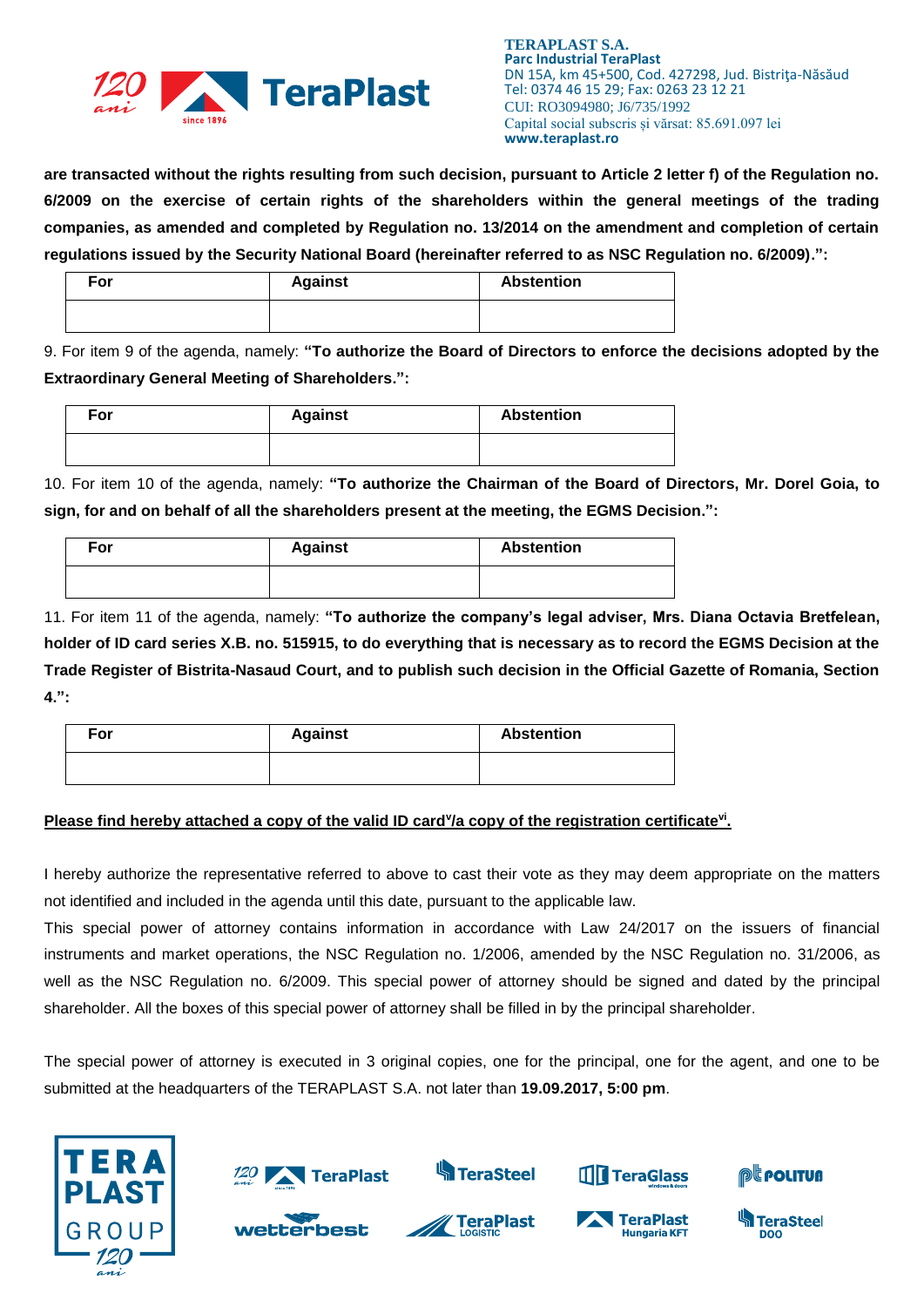**are transacted without the rights resulting from such decision, pursuant to Article 2 letter f) of the Regulation no. 6/2009 on the exercise of certain rights of the shareholders within the general meetings of the trading companies, as amended and completed by Regulation no. 13/2014 on the amendment and completion of certain regulations issued by the Security National Board (hereinafter referred to as NSC Regulation no. 6/2009).":**

| For | Against | Abstention |
|---|---|---|
| | | |

9. For item 9 of the agenda, namely: **"To authorize the Board of Directors to enforce the decisions adopted by the Extraordinary General Meeting of Shareholders.":**

| For | Against | Abstention |
|---|---|---|
| | | |

10. For item 10 of the agenda, namely: **"To authorize the Chairman of the Board of Directors, Mr. Dorel Goia, to sign, for and on behalf of all the shareholders present at the meeting, the EGMS Decision.":**

| For | Against | Abstention |
|---|---|---|
| | | |

11. For item 11 of the agenda, namely: **"To authorize the company's legal adviser, Mrs. Diana Octavia Bretfelean, holder of ID card series X.B. no. 515915, to do everything that is necessary as to record the EGMS Decision at the Trade Register of Bistrita-Nasaud Court, and to publish such decision in the Official Gazette of Romania, Section 4.":**

| For | Against | Abstention |
|---|---|---|
| | | |

**Please find hereby attached a copy of the valid ID card[v]/a copy of the registration certificate[vi].**

I hereby authorize the representative referred to above to cast their vote as they may deem appropriate on the matters not identified and included in the agenda until this date, pursuant to the applicable law.

This special power of attorney contains information in accordance with Law 24/2017 on the issuers of financial instruments and market operations, the NSC Regulation no. 1/2006, amended by the NSC Regulation no. 31/2006, as well as the NSC Regulation no. 6/2009. This special power of attorney should be signed and dated by the principal shareholder. All the boxes of this special power of attorney shall be filled in by the principal shareholder.

The special power of attorney is executed in 3 original copies, one for the principal, one for the agent, and one to be submitted at the headquarters of the TERAPLAST S.A. not later than **19.09.2017, 5:00 pm**.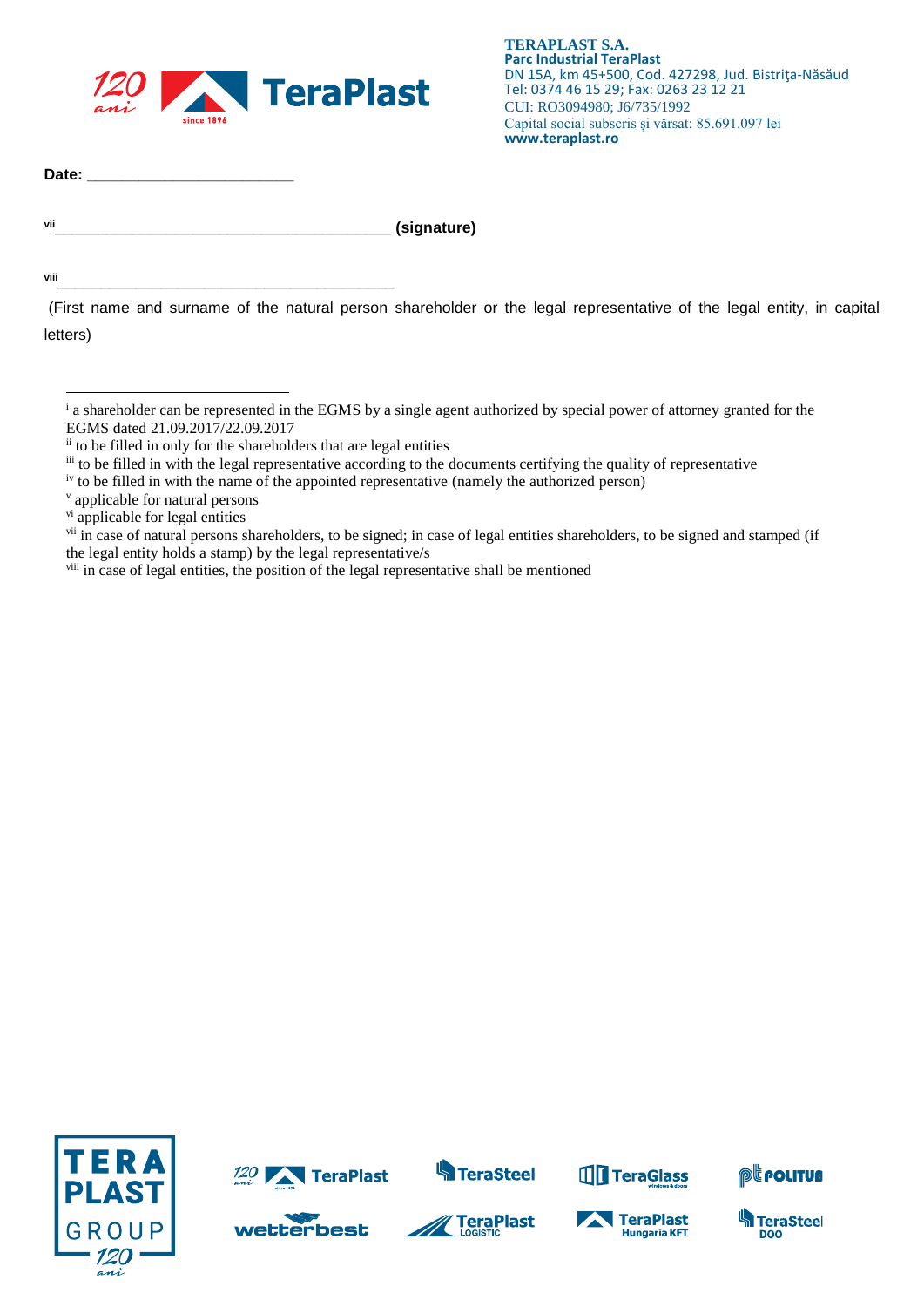Date: ________________________

[vii]______________________________________ **(signature)**

[viii]______________________________________

(First name and surname of the natural person shareholder or the legal representative of the legal entity, in capital letters)

---

[i] a shareholder can be represented in the EGMS by a single agent authorized by special power of attorney granted for the EGMS dated 21.09.2017/22.09.2017

[ii] to be filled in only for the shareholders that are legal entities

[iii] to be filled in with the legal representative according to the documents certifying the quality of representative

[iv] to be filled in with the name of the appointed representative (namely the authorized person)

[v] applicable for natural persons

[vi] applicable for legal entities

[vii] in case of natural persons shareholders, to be signed; in case of legal entities shareholders, to be signed and stamped (if the legal entity holds a stamp) by the legal representative/s

[viii] in case of legal entities, the position of the legal representative shall be mentioned